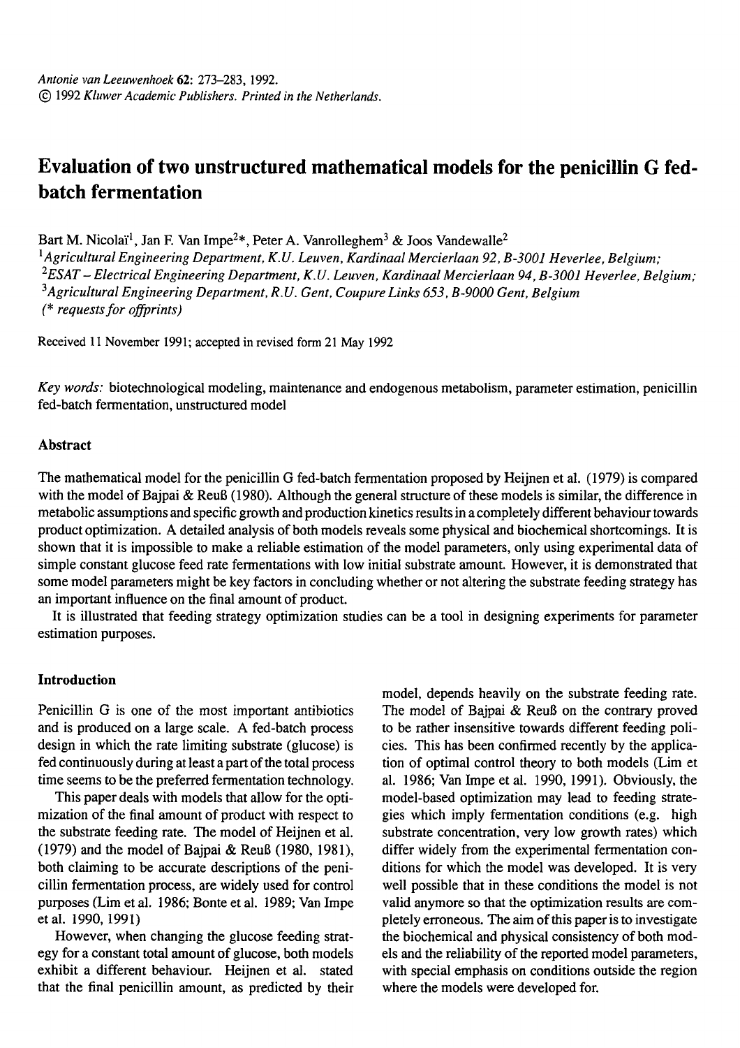*Antonie van Leeuwenhoek* **62**: 273–283, 1992.
© 1992 *Kluwer Academic Publishers. Printed in the Netherlands.*

# Evaluation of two unstructured mathematical models for the penicillin G fed-batch fermentation

Bart M. Nicolaï[1], Jan F. Van Impe[2*], Peter A. Vanrolleghem[3] & Joos Vandewalle[2]

[1]*Agricultural Engineering Department, K.U. Leuven, Kardinaal Mercierlaan 92, B-3001 Heverlee, Belgium;*
[2]*ESAT – Electrical Engineering Department, K.U. Leuven, Kardinaal Mercierlaan 94, B-3001 Heverlee, Belgium;*
[3]*Agricultural Engineering Department, R.U. Gent, Coupure Links 653, B-9000 Gent, Belgium*
*(\* requests for offprints)*

Received 11 November 1991; accepted in revised form 21 May 1992

*Key words:* biotechnological modeling, maintenance and endogenous metabolism, parameter estimation, penicillin fed-batch fermentation, unstructured model

## Abstract

The mathematical model for the penicillin G fed-batch fermentation proposed by Heijnen et al. (1979) is compared with the model of Bajpai & Reuß (1980). Although the general structure of these models is similar, the difference in metabolic assumptions and specific growth and production kinetics results in a completely different behaviour towards product optimization. A detailed analysis of both models reveals some physical and biochemical shortcomings. It is shown that it is impossible to make a reliable estimation of the model parameters, only using experimental data of simple constant glucose feed rate fermentations with low initial substrate amount. However, it is demonstrated that some model parameters might be key factors in concluding whether or not altering the substrate feeding strategy has an important influence on the final amount of product.

It is illustrated that feeding strategy optimization studies can be a tool in designing experiments for parameter estimation purposes.

## Introduction

Penicillin G is one of the most important antibiotics and is produced on a large scale. A fed-batch process design in which the rate limiting substrate (glucose) is fed continuously during at least a part of the total process time seems to be the preferred fermentation technology.

This paper deals with models that allow for the optimization of the final amount of product with respect to the substrate feeding rate. The model of Heijnen et al. (1979) and the model of Bajpai & Reuß (1980, 1981), both claiming to be accurate descriptions of the penicillin fermentation process, are widely used for control purposes (Lim et al. 1986; Bonte et al. 1989; Van Impe et al. 1990, 1991)

However, when changing the glucose feeding strategy for a constant total amount of glucose, both models exhibit a different behaviour. Heijnen et al. stated that the final penicillin amount, as predicted by their model, depends heavily on the substrate feeding rate. The model of Bajpai & Reuß on the contrary proved to be rather insensitive towards different feeding policies. This has been confirmed recently by the application of optimal control theory to both models (Lim et al. 1986; Van Impe et al. 1990, 1991). Obviously, the model-based optimization may lead to feeding strategies which imply fermentation conditions (e.g. high substrate concentration, very low growth rates) which differ widely from the experimental fermentation conditions for which the model was developed. It is very well possible that in these conditions the model is not valid anymore so that the optimization results are completely erroneous. The aim of this paper is to investigate the biochemical and physical consistency of both models and the reliability of the reported model parameters, with special emphasis on conditions outside the region where the models were developed for.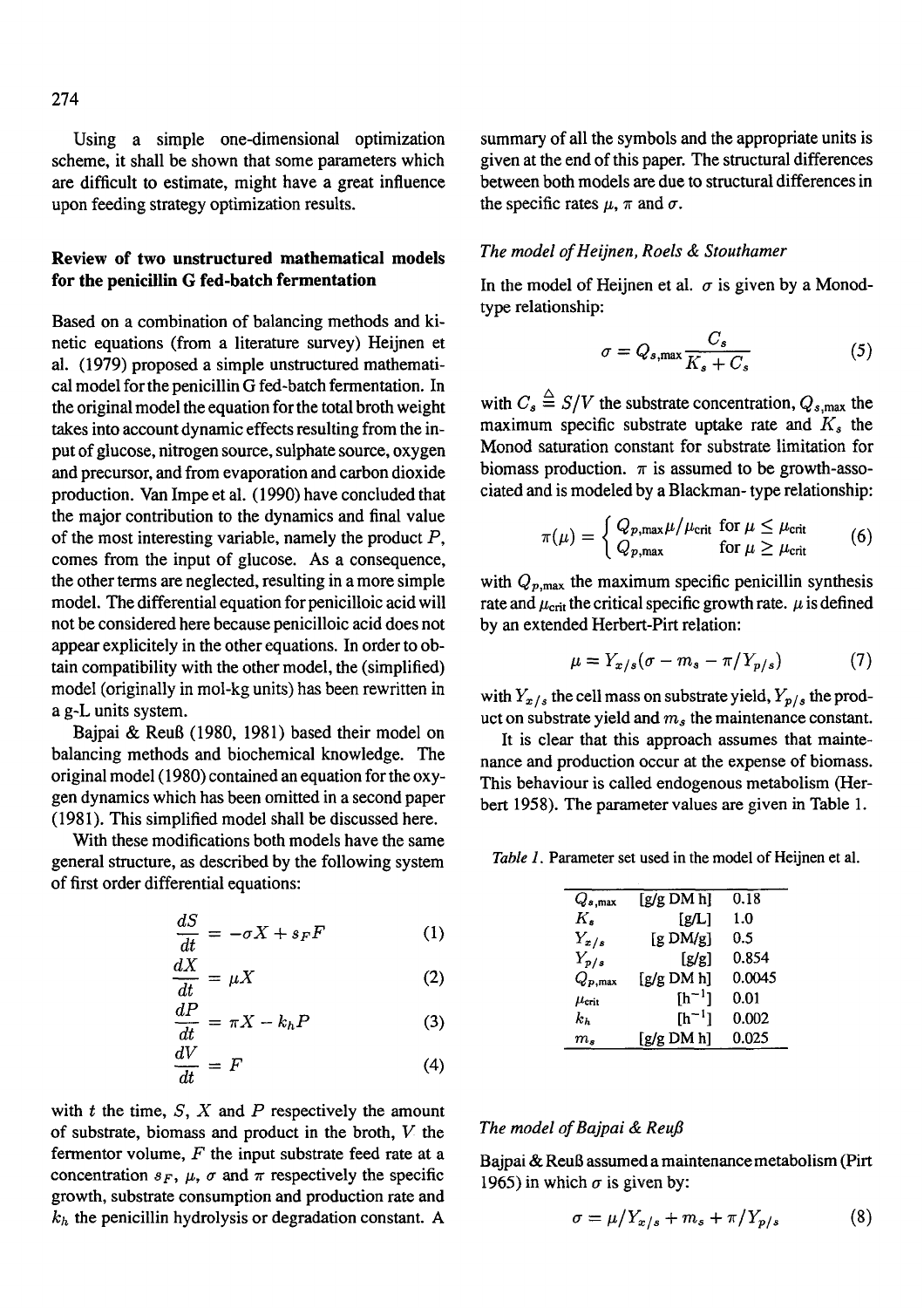Using a simple one-dimensional optimization scheme, it shall be shown that some parameters which are difficult to estimate, might have a great influence upon feeding strategy optimization results.

## Review of two unstructured mathematical models for the penicillin G fed-batch fermentation

Based on a combination of balancing methods and kinetic equations (from a literature survey) Heijnen et al. (1979) proposed a simple unstructured mathematical model for the penicillin G fed-batch fermentation. In the original model the equation for the total broth weight takes into account dynamic effects resulting from the input of glucose, nitrogen source, sulphate source, oxygen and precursor, and from evaporation and carbon dioxide production. Van Impe et al. (1990) have concluded that the major contribution to the dynamics and final value of the most interesting variable, namely the product $P$, comes from the input of glucose. As a consequence, the other terms are neglected, resulting in a more simple model. The differential equation for penicilloic acid will not be considered here because penicilloic acid does not appear explicitely in the other equations. In order to obtain compatibility with the other model, the (simplified) model (originally in mol-kg units) has been rewritten in a g-L units system.

Bajpai & Reuß (1980, 1981) based their model on balancing methods and biochemical knowledge. The original model (1980) contained an equation for the oxygen dynamics which has been omitted in a second paper (1981). This simplified model shall be discussed here.

With these modifications both models have the same general structure, as described by the following system of first order differential equations:

$$\frac{dS}{dt} = -\sigma X + s_F F \tag{1}$$

$$\frac{dX}{dt} = \mu X \tag{2}$$

$$\frac{dP}{dt} = \pi X - k_h P \tag{3}$$

$$\frac{dV}{dt} = F \tag{4}$$

with $t$ the time, $S$, $X$ and $P$ respectively the amount of substrate, biomass and product in the broth, $V$ the fermentor volume, $F$ the input substrate feed rate at a concentration $s_F$, $\mu$, $\sigma$ and $\pi$ respectively the specific growth, substrate consumption and production rate and $k_h$ the penicillin hydrolysis or degradation constant. A summary of all the symbols and the appropriate units is given at the end of this paper. The structural differences between both models are due to structural differences in the specific rates $\mu$, $\pi$ and $\sigma$.

### The model of Heijnen, Roels & Stouthamer

In the model of Heijnen et al. $\sigma$ is given by a Monod-type relationship:

$$\sigma = Q_{s,\max} \frac{C_s}{K_s + C_s} \tag{5}$$

with $C_s \triangleq S/V$ the substrate concentration, $Q_{s,\max}$ the maximum specific substrate uptake rate and $K_s$ the Monod saturation constant for substrate limitation for biomass production. $\pi$ is assumed to be growth-associated and is modeled by a Blackman-type relationship:

$$\pi(\mu) = \begin{cases} Q_{p,\max}\mu/\mu_{\text{crit}} & \text{for } \mu \leq \mu_{\text{crit}} \\ Q_{p,\max} & \text{for } \mu \geq \mu_{\text{crit}} \end{cases} \tag{6}$$

with $Q_{p,\max}$ the maximum specific penicillin synthesis rate and $\mu_{\text{crit}}$ the critical specific growth rate. $\mu$ is defined by an extended Herbert-Pirt relation:

$$\mu = Y_{x/s}(\sigma - m_s - \pi/Y_{p/s}) \tag{7}$$

with $Y_{x/s}$ the cell mass on substrate yield, $Y_{p/s}$ the product on substrate yield and $m_s$ the maintenance constant.

It is clear that this approach assumes that maintenance and production occur at the expense of biomass. This behaviour is called endogenous metabolism (Herbert 1958). The parameter values are given in Table 1.

*Table 1.* Parameter set used in the model of Heijnen et al.

| Parameter | Unit | Value |
|---|---|---|
| $Q_{s,\max}$ | [g/g DM h] | 0.18 |
| $K_s$ | [g/L] | 1.0 |
| $Y_{x/s}$ | [g DM/g] | 0.5 |
| $Y_{p/s}$ | [g/g] | 0.854 |
| $Q_{p,\max}$ | [g/g DM h] | 0.0045 |
| $\mu_{\text{crit}}$ | [h$^{-1}$] | 0.01 |
| $k_h$ | [h$^{-1}$] | 0.002 |
| $m_s$ | [g/g DM h] | 0.025 |

### The model of Bajpai & Reuß

Bajpai & Reuß assumed a maintenance metabolism (Pirt 1965) in which $\sigma$ is given by:

$$\sigma = \mu/Y_{x/s} + m_s + \pi/Y_{p/s} \tag{8}$$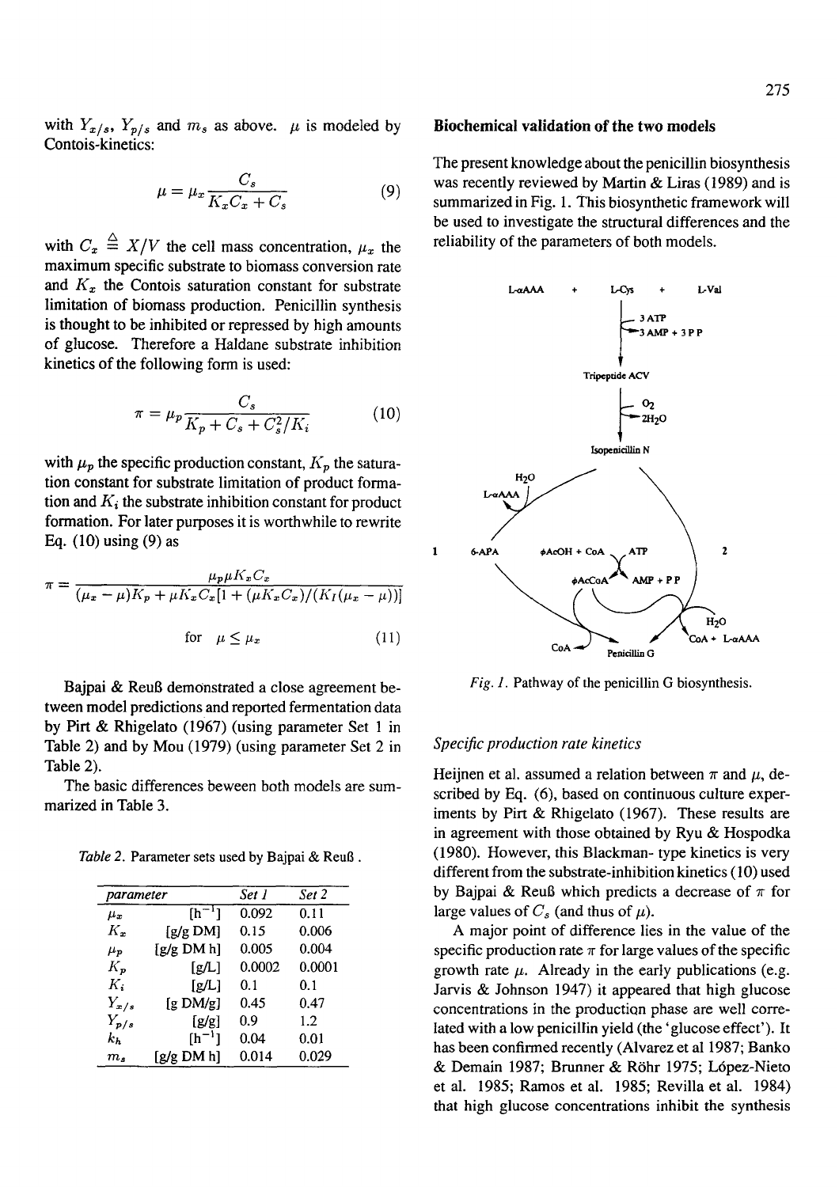with $Y_{x/s}$, $Y_{p/s}$ and $m_s$ as above. $\mu$ is modeled by Contois-kinetics:

$$\mu = \mu_x \frac{C_s}{K_x C_x + C_s} \tag{9}$$

with $C_x \triangleq X/V$ the cell mass concentration, $\mu_x$ the maximum specific substrate to biomass conversion rate and $K_x$ the Contois saturation constant for substrate limitation of biomass production. Penicillin synthesis is thought to be inhibited or repressed by high amounts of glucose. Therefore a Haldane substrate inhibition kinetics of the following form is used:

$$\pi = \mu_p \frac{C_s}{K_p + C_s + C_s^2/K_i} \tag{10}$$

with $\mu_p$ the specific production constant, $K_p$ the saturation constant for substrate limitation of product formation and $K_i$ the substrate inhibition constant for product formation. For later purposes it is worthwhile to rewrite Eq. (10) using (9) as

$$\pi = \frac{\mu_p \mu K_x C_x}{(\mu_x - \mu)K_p + \mu K_x C_x[1 + (\mu K_x C_x)/(K_I(\mu_x - \mu))]}$$

$$\text{for} \quad \mu \leq \mu_x \tag{11}$$

Bajpai & Reuß demonstrated a close agreement between model predictions and reported fermentation data by Pirt & Rhigelato (1967) (using parameter Set 1 in Table 2) and by Mou (1979) (using parameter Set 2 in Table 2).

The basic differences beween both models are summarized in Table 3.

*Table 2.* Parameter sets used by Bajpai & Reuß .

| parameter | | Set 1 | Set 2 |
|---|---|---|---|
| $\mu_x$ | [h$^{-1}$] | 0.092 | 0.11 |
| $K_x$ | [g/g DM] | 0.15 | 0.006 |
| $\mu_p$ | [g/g DM h] | 0.005 | 0.004 |
| $K_p$ | [g/L] | 0.0002 | 0.0001 |
| $K_i$ | [g/L] | 0.1 | 0.1 |
| $Y_{x/s}$ | [g DM/g] | 0.45 | 0.47 |
| $Y_{p/s}$ | [g/g] | 0.9 | 1.2 |
| $k_h$ | [h$^{-1}$] | 0.04 | 0.01 |
| $m_s$ | [g/g DM h] | 0.014 | 0.029 |

## Biochemical validation of the two models

The present knowledge about the penicillin biosynthesis was recently reviewed by Martin & Liras (1989) and is summarized in Fig. 1. This biosynthetic framework will be used to investigate the structural differences and the reliability of the parameters of both models.

*Fig. 1.* Pathway of the penicillin G biosynthesis.

### Specific production rate kinetics

Heijnen et al. assumed a relation between $\pi$ and $\mu$, described by Eq. (6), based on continuous culture experiments by Pirt & Rhigelato (1967). These results are in agreement with those obtained by Ryu & Hospodka (1980). However, this Blackman- type kinetics is very different from the substrate-inhibition kinetics (10) used by Bajpai & Reuß which predicts a decrease of $\pi$ for large values of $C_s$ (and thus of $\mu$).

A major point of difference lies in the value of the specific production rate $\pi$ for large values of the specific growth rate $\mu$. Already in the early publications (e.g. Jarvis & Johnson 1947) it appeared that high glucose concentrations in the production phase are well correlated with a low penicillin yield (the 'glucose effect'). It has been confirmed recently (Alvarez et al 1987; Banko & Demain 1987; Brunner & Röhr 1975; López-Nieto et al. 1985; Ramos et al. 1985; Revilla et al. 1984) that high glucose concentrations inhibit the synthesis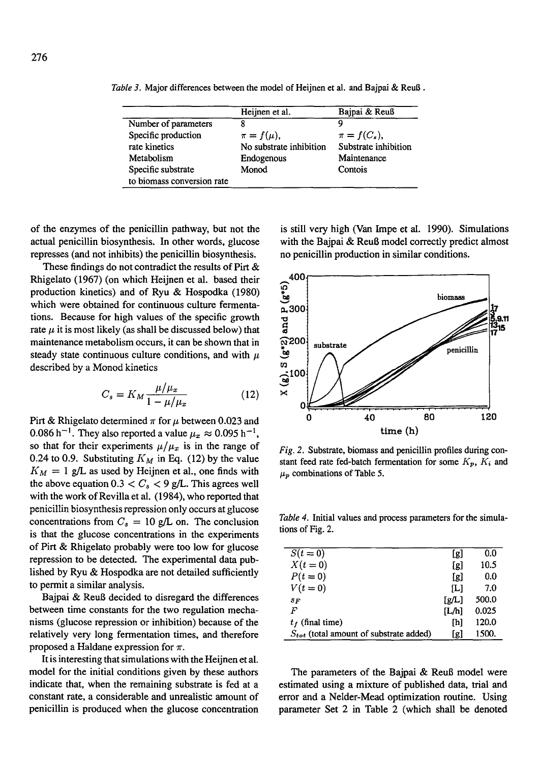*Table 3.* Major differences between the model of Heijnen et al. and Bajpai & Reuß .

| | Heijnen et al. | Bajpai & Reuß |
|---|---|---|
| Number of parameters | 8 | 9 |
| Specific production rate kinetics | $\pi = f(\mu)$, No substrate inhibition | $\pi = f(C_s)$, Substrate inhibition |
| Metabolism | Endogenous | Maintenance |
| Specific substrate to biomass conversion rate | Monod | Contois |

of the enzymes of the penicillin pathway, but not the actual penicillin biosynthesis. In other words, glucose represses (and not inhibits) the penicillin biosynthesis.

These findings do not contradict the results of Pirt & Rhigelato (1967) (on which Heijnen et al. based their production kinetics) and of Ryu & Hospodka (1980) which were obtained for continuous culture fermentations. Because for high values of the specific growth rate $\mu$ it is most likely (as shall be discussed below) that maintenance metabolism occurs, it can be shown that in steady state continuous culture conditions, and with $\mu$ described by a Monod kinetics

$$C_s = K_M \frac{\mu/\mu_x}{1 - \mu/\mu_x} \qquad (12)$$

Pirt & Rhigelato determined $\pi$ for $\mu$ between 0.023 and 0.086 $h^{-1}$. They also reported a value $\mu_x \approx 0.095\ h^{-1}$, so that for their experiments $\mu/\mu_x$ is in the range of 0.24 to 0.9. Substituting $K_M$ in Eq. (12) by the value $K_M = 1$ g/L as used by Heijnen et al., one finds with the above equation $0.3 < C_s < 9$ g/L. This agrees well with the work of Revilla et al. (1984), who reported that penicillin biosynthesis repression only occurs at glucose concentrations from $C_s = 10$ g/L on. The conclusion is that the glucose concentrations in the experiments of Pirt & Rhigelato probably were too low for glucose repression to be detected. The experimental data published by Ryu & Hospodka are not detailed sufficiently to permit a similar analysis.

Bajpai & Reuß decided to disregard the differences between time constants for the two regulation mechanisms (glucose repression or inhibition) because of the relatively very long fermentation times, and therefore proposed a Haldane expression for $\pi$.

It is interesting that simulations with the Heijnen et al. model for the initial conditions given by these authors indicate that, when the remaining substrate is fed at a constant rate, a considerable and unrealistic amount of penicillin is produced when the glucose concentration is still very high (Van Impe et al. 1990). Simulations with the Bajpai & Reuß model correctly predict almost no penicillin production in similar conditions.

*Fig. 2.* Substrate, biomass and penicillin profiles during constant feed rate fed-batch fermentation for some $K_p$, $K_i$ and $\mu_p$ combinations of Table 5.

*Table 4.* Initial values and process parameters for the simulations of Fig. 2.

| | | |
|---|---|---|
| $S(t = 0)$ | [g] | 0.0 |
| $X(t = 0)$ | [g] | 10.5 |
| $P(t = 0)$ | [g] | 0.0 |
| $V(t = 0)$ | [L] | 7.0 |
| $s_F$ | [g/L] | 500.0 |
| $F$ | [L/h] | 0.025 |
| $t_f$ (final time) | [h] | 120.0 |
| $S_{tot}$ (total amount of substrate added) | [g] | 1500. |

The parameters of the Bajpai & Reuß model were estimated using a mixture of published data, trial and error and a Nelder-Mead optimization routine. Using parameter Set 2 in Table 2 (which shall be denoted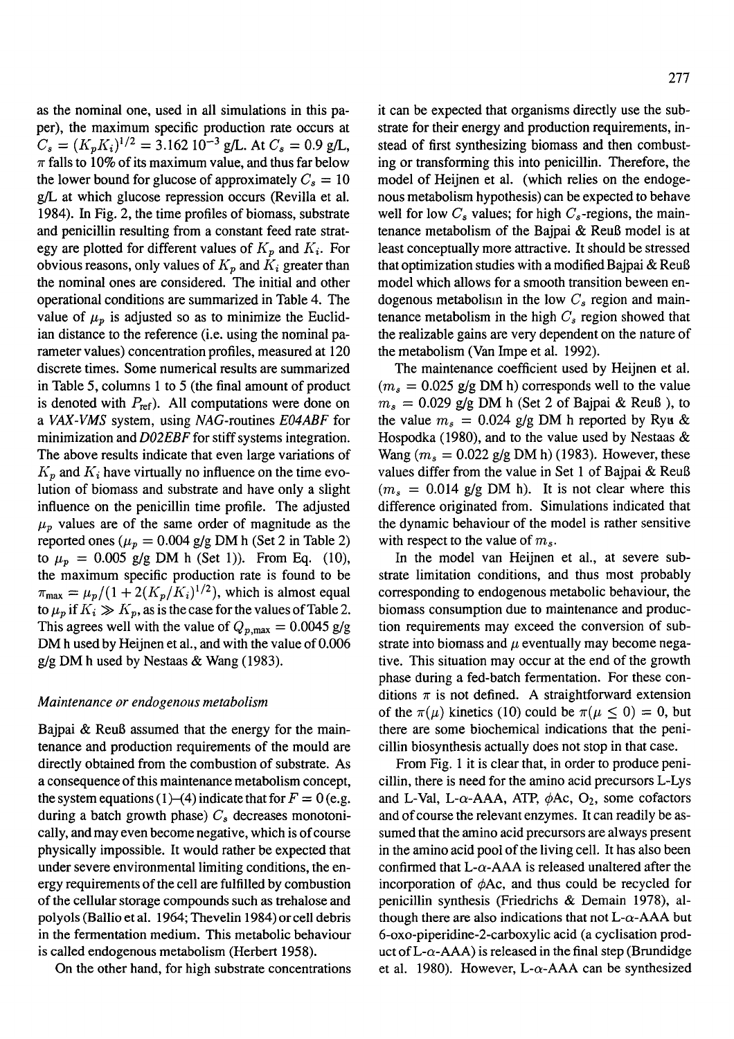as the nominal one, used in all simulations in this paper), the maximum specific production rate occurs at $C_s = (K_p K_i)^{1/2} = 3.162\ 10^{-3}$ g/L. At $C_s = 0.9$ g/L, $\pi$ falls to 10% of its maximum value, and thus far below the lower bound for glucose of approximately $C_s = 10$ g/L at which glucose repression occurs (Revilla et al. 1984). In Fig. 2, the time profiles of biomass, substrate and penicillin resulting from a constant feed rate strategy are plotted for different values of $K_p$ and $K_i$. For obvious reasons, only values of $K_p$ and $K_i$ greater than the nominal ones are considered. The initial and other operational conditions are summarized in Table 4. The value of $\mu_p$ is adjusted so as to minimize the Euclidian distance to the reference (i.e. using the nominal parameter values) concentration profiles, measured at 120 discrete times. Some numerical results are summarized in Table 5, columns 1 to 5 (the final amount of product is denoted with $P_{\text{ref}}$). All computations were done on a *VAX-VMS* system, using *NAG*-routines *E04ABF* for minimization and *D02EBF* for stiff systems integration. The above results indicate that even large variations of $K_p$ and $K_i$ have virtually no influence on the time evolution of biomass and substrate and have only a slight influence on the penicillin time profile. The adjusted $\mu_p$ values are of the same order of magnitude as the reported ones ($\mu_p = 0.004$ g/g DM h (Set 2 in Table 2) to $\mu_p = 0.005$ g/g DM h (Set 1)). From Eq. (10), the maximum specific production rate is found to be $\pi_{\max} = \mu_p/(1 + 2(K_p/K_i)^{1/2})$, which is almost equal to $\mu_p$ if $K_i \gg K_p$, as is the case for the values of Table 2. This agrees well with the value of $Q_{p,\max} = 0.0045$ g/g DM h used by Heijnen et al., and with the value of 0.006 g/g DM h used by Nestaas & Wang (1983).

### Maintenance or endogenous metabolism

Bajpai & Reuß assumed that the energy for the maintenance and production requirements of the mould are directly obtained from the combustion of substrate. As a consequence of this maintenance metabolism concept, the system equations (1)–(4) indicate that for $F = 0$ (e.g. during a batch growth phase) $C_s$ decreases monotonically, and may even become negative, which is of course physically impossible. It would rather be expected that under severe environmental limiting conditions, the energy requirements of the cell are fulfilled by combustion of the cellular storage compounds such as trehalose and polyols (Ballio et al. 1964; Thevelin 1984) or cell debris in the fermentation medium. This metabolic behaviour is called endogenous metabolism (Herbert 1958).

On the other hand, for high substrate concentrations it can be expected that organisms directly use the substrate for their energy and production requirements, instead of first synthesizing biomass and then combusting or transforming this into penicillin. Therefore, the model of Heijnen et al. (which relies on the endogenous metabolism hypothesis) can be expected to behave well for low $C_s$ values; for high $C_s$-regions, the maintenance metabolism of the Bajpai & Reuß model is at least conceptually more attractive. It should be stressed that optimization studies with a modified Bajpai & Reuß model which allows for a smooth transition beween endogenous metabolism in the low $C_s$ region and maintenance metabolism in the high $C_s$ region showed that the realizable gains are very dependent on the nature of the metabolism (Van Impe et al. 1992).

The maintenance coefficient used by Heijnen et al. ($m_s = 0.025$ g/g DM h) corresponds well to the value $m_s = 0.029$ g/g DM h (Set 2 of Bajpai & Reuß ), to the value $m_s = 0.024$ g/g DM h reported by Ryu & Hospodka (1980), and to the value used by Nestaas & Wang ($m_s = 0.022$ g/g DM h) (1983). However, these values differ from the value in Set 1 of Bajpai & Reuß ($m_s = 0.014$ g/g DM h). It is not clear where this difference originated from. Simulations indicated that the dynamic behaviour of the model is rather sensitive with respect to the value of $m_s$.

In the model van Heijnen et al., at severe substrate limitation conditions, and thus most probably corresponding to endogenous metabolic behaviour, the biomass consumption due to maintenance and production requirements may exceed the conversion of substrate into biomass and $\mu$ eventually may become negative. This situation may occur at the end of the growth phase during a fed-batch fermentation. For these conditions $\pi$ is not defined. A straightforward extension of the $\pi(\mu)$ kinetics (10) could be $\pi(\mu \leq 0) = 0$, but there are some biochemical indications that the penicillin biosynthesis actually does not stop in that case.

From Fig. 1 it is clear that, in order to produce penicillin, there is need for the amino acid precursors L-Lys and L-Val, L-$\alpha$-AAA, ATP, $\phi$Ac, $O_2$, some cofactors and of course the relevant enzymes. It can readily be assumed that the amino acid precursors are always present in the amino acid pool of the living cell. It has also been confirmed that L-$\alpha$-AAA is released unaltered after the incorporation of $\phi$Ac, and thus could be recycled for penicillin synthesis (Friedrichs & Demain 1978), although there are also indications that not L-$\alpha$-AAA but 6-oxo-piperidine-2-carboxylic acid (a cyclisation product of L-$\alpha$-AAA) is released in the final step (Brundidge et al. 1980). However, L-$\alpha$-AAA can be synthesized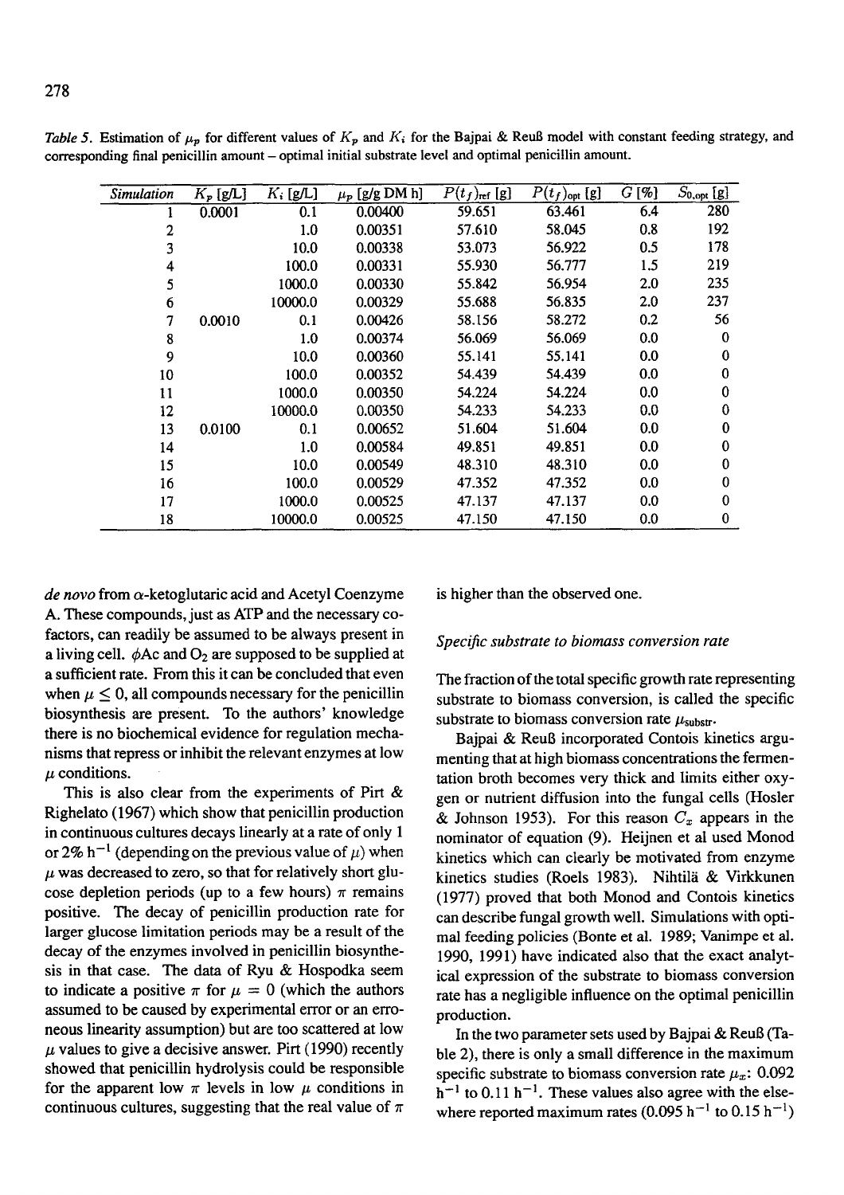*Table 5.* Estimation of $\mu_p$ for different values of $K_p$ and $K_i$ for the Bajpai & Reuß model with constant feeding strategy, and corresponding final penicillin amount – optimal initial substrate level and optimal penicillin amount.

| *Simulation* | $K_p$ [g/L] | $K_i$ [g/L] | $\mu_p$ [g/g DM h] | $P(t_f)_{\text{ref}}$ [g] | $P(t_f)_{\text{opt}}$ [g] | $G$ [%] | $S_{0,\text{opt}}$ [g] |
|---|---|---|---|---|---|---|---|
| 1 | 0.0001 | 0.1 | 0.00400 | 59.651 | 63.461 | 6.4 | 280 |
| 2 | | 1.0 | 0.00351 | 57.610 | 58.045 | 0.8 | 192 |
| 3 | | 10.0 | 0.00338 | 53.073 | 56.922 | 0.5 | 178 |
| 4 | | 100.0 | 0.00331 | 55.930 | 56.777 | 1.5 | 219 |
| 5 | | 1000.0 | 0.00330 | 55.842 | 56.954 | 2.0 | 235 |
| 6 | | 10000.0 | 0.00329 | 55.688 | 56.835 | 2.0 | 237 |
| 7 | 0.0010 | 0.1 | 0.00426 | 58.156 | 58.272 | 0.2 | 56 |
| 8 | | 1.0 | 0.00374 | 56.069 | 56.069 | 0.0 | 0 |
| 9 | | 10.0 | 0.00360 | 55.141 | 55.141 | 0.0 | 0 |
| 10 | | 100.0 | 0.00352 | 54.439 | 54.439 | 0.0 | 0 |
| 11 | | 1000.0 | 0.00350 | 54.224 | 54.224 | 0.0 | 0 |
| 12 | | 10000.0 | 0.00350 | 54.233 | 54.233 | 0.0 | 0 |
| 13 | 0.0100 | 0.1 | 0.00652 | 51.604 | 51.604 | 0.0 | 0 |
| 14 | | 1.0 | 0.00584 | 49.851 | 49.851 | 0.0 | 0 |
| 15 | | 10.0 | 0.00549 | 48.310 | 48.310 | 0.0 | 0 |
| 16 | | 100.0 | 0.00529 | 47.352 | 47.352 | 0.0 | 0 |
| 17 | | 1000.0 | 0.00525 | 47.137 | 47.137 | 0.0 | 0 |
| 18 | | 10000.0 | 0.00525 | 47.150 | 47.150 | 0.0 | 0 |

*de novo* from $\alpha$-ketoglutaric acid and Acetyl Coenzyme A. These compounds, just as ATP and the necessary cofactors, can readily be assumed to be always present in a living cell. $\phi$Ac and $O_2$ are supposed to be supplied at a sufficient rate. From this it can be concluded that even when $\mu \leq 0$, all compounds necessary for the penicillin biosynthesis are present. To the authors' knowledge there is no biochemical evidence for regulation mechanisms that repress or inhibit the relevant enzymes at low $\mu$ conditions.

This is also clear from the experiments of Pirt & Righelato (1967) which show that penicillin production in continuous cultures decays linearly at a rate of only 1 or 2% $h^{-1}$ (depending on the previous value of $\mu$) when $\mu$ was decreased to zero, so that for relatively short glucose depletion periods (up to a few hours) $\pi$ remains positive. The decay of penicillin production rate for larger glucose limitation periods may be a result of the decay of the enzymes involved in penicillin biosynthesis in that case. The data of Ryu & Hospodka seem to indicate a positive $\pi$ for $\mu = 0$ (which the authors assumed to be caused by experimental error or an erroneous linearity assumption) but are too scattered at low $\mu$ values to give a decisive answer. Pirt (1990) recently showed that penicillin hydrolysis could be responsible for the apparent low $\pi$ levels in low $\mu$ conditions in continuous cultures, suggesting that the real value of $\pi$ is higher than the observed one.

### *Specific substrate to biomass conversion rate*

The fraction of the total specific growth rate representing substrate to biomass conversion, is called the specific substrate to biomass conversion rate $\mu_{\text{substr}}$.

Bajpai & Reuß incorporated Contois kinetics argumenting that at high biomass concentrations the fermentation broth becomes very thick and limits either oxygen or nutrient diffusion into the fungal cells (Hosler & Johnson 1953). For this reason $C_x$ appears in the nominator of equation (9). Heijnen et al used Monod kinetics which can clearly be motivated from enzyme kinetics studies (Roels 1983). Nihtilä & Virkkunen (1977) proved that both Monod and Contois kinetics can describe fungal growth well. Simulations with optimal feeding policies (Bonte et al. 1989; Vanimpe et al. 1990, 1991) have indicated also that the exact analytical expression of the substrate to biomass conversion rate has a negligible influence on the optimal penicillin production.

In the two parameter sets used by Bajpai & Reuß (Table 2), there is only a small difference in the maximum specific substrate to biomass conversion rate $\mu_x$: 0.092 $h^{-1}$ to 0.11 $h^{-1}$. These values also agree with the elsewhere reported maximum rates (0.095 $h^{-1}$ to 0.15 $h^{-1}$)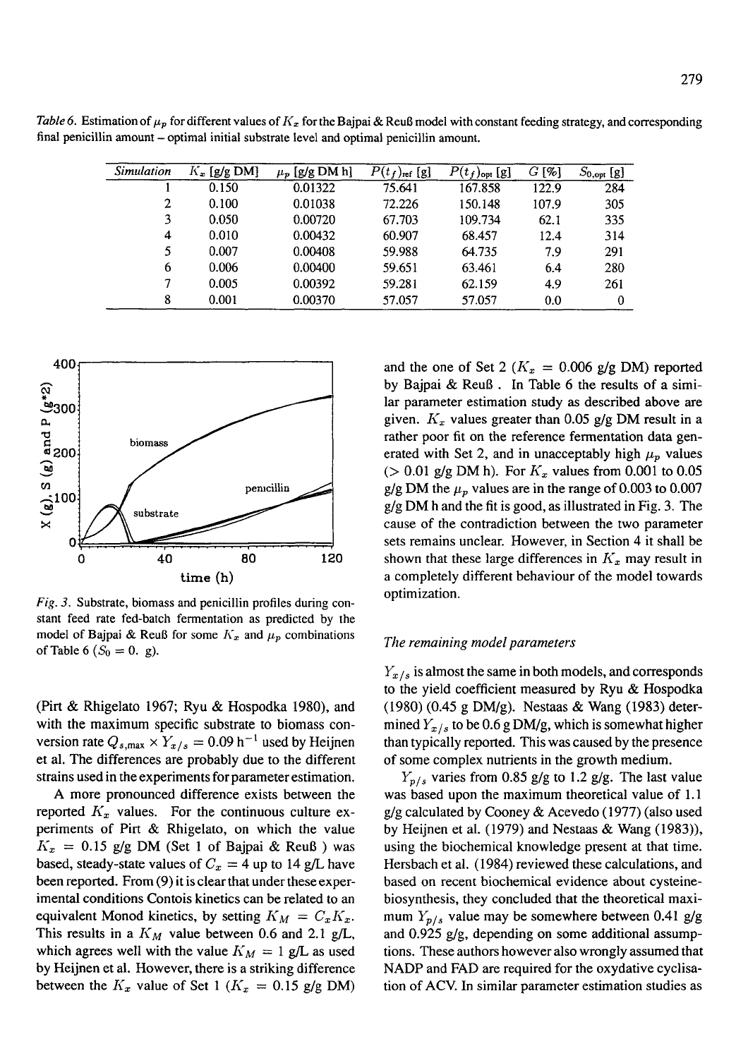*Table 6.* Estimation of $\mu_p$ for different values of $K_x$ for the Bajpai & Reuß model with constant feeding strategy, and corresponding final penicillin amount – optimal initial substrate level and optimal penicillin amount.

| *Simulation* | $K_x$ [g/g DM] | $\mu_p$ [g/g DM h] | $P(t_f)_{\text{ref}}$ [g] | $P(t_f)_{\text{opt}}$ [g] | $G$ [%] | $S_{0,\text{opt}}$ [g] |
|---|---|---|---|---|---|---|
| 1 | 0.150 | 0.01322 | 75.641 | 167.858 | 122.9 | 284 |
| 2 | 0.100 | 0.01038 | 72.226 | 150.148 | 107.9 | 305 |
| 3 | 0.050 | 0.00720 | 67.703 | 109.734 | 62.1 | 335 |
| 4 | 0.010 | 0.00432 | 60.907 | 68.457 | 12.4 | 314 |
| 5 | 0.007 | 0.00408 | 59.988 | 64.735 | 7.9 | 291 |
| 6 | 0.006 | 0.00400 | 59.651 | 63.461 | 6.4 | 280 |
| 7 | 0.005 | 0.00392 | 59.281 | 62.159 | 4.9 | 261 |
| 8 | 0.001 | 0.00370 | 57.057 | 57.057 | 0.0 | 0 |

*Fig. 3.* Substrate, biomass and penicillin profiles during constant feed rate fed-batch fermentation as predicted by the model of Bajpai & Reuß for some $K_x$ and $\mu_p$ combinations of Table 6 ($S_0 = 0.$ g).

(Pirt & Rhigelato 1967; Ryu & Hospodka 1980), and with the maximum specific substrate to biomass conversion rate $Q_{s,\max} \times Y_{x/s} = 0.09$ h$^{-1}$ used by Heijnen et al. The differences are probably due to the different strains used in the experiments for parameter estimation.

A more pronounced difference exists between the reported $K_x$ values. For the continuous culture experiments of Pirt & Rhigelato, on which the value $K_x = 0.15$ g/g DM (Set 1 of Bajpai & Reuß ) was based, steady-state values of $C_x = 4$ up to 14 g/L have been reported. From (9) it is clear that under these experimental conditions Contois kinetics can be related to an equivalent Monod kinetics, by setting $K_M = C_x K_x$. This results in a $K_M$ value between 0.6 and 2.1 g/L, which agrees well with the value $K_M = 1$ g/L as used by Heijnen et al. However, there is a striking difference between the $K_x$ value of Set 1 ($K_x = 0.15$ g/g DM) and the one of Set 2 ($K_x = 0.006$ g/g DM) reported by Bajpai & Reuß . In Table 6 the results of a similar parameter estimation study as described above are given. $K_x$ values greater than 0.05 g/g DM result in a rather poor fit on the reference fermentation data generated with Set 2, and in unacceptably high $\mu_p$ values (> 0.01 g/g DM h). For $K_x$ values from 0.001 to 0.05 g/g DM the $\mu_p$ values are in the range of 0.003 to 0.007 g/g DM h and the fit is good, as illustrated in Fig. 3. The cause of the contradiction between the two parameter sets remains unclear. However, in Section 4 it shall be shown that these large differences in $K_x$ may result in a completely different behaviour of the model towards optimization.

### *The remaining model parameters*

$Y_{x/s}$ is almost the same in both models, and corresponds to the yield coefficient measured by Ryu & Hospodka (1980) (0.45 g DM/g). Nestaas & Wang (1983) determined $Y_{x/s}$ to be 0.6 g DM/g, which is somewhat higher than typically reported. This was caused by the presence of some complex nutrients in the growth medium.

$Y_{p/s}$ varies from 0.85 g/g to 1.2 g/g. The last value was based upon the maximum theoretical value of 1.1 g/g calculated by Cooney & Acevedo (1977) (also used by Heijnen et al. (1979) and Nestaas & Wang (1983)), using the biochemical knowledge present at that time. Hersbach et al. (1984) reviewed these calculations, and based on recent biochemical evidence about cysteine-biosynthesis, they concluded that the theoretical maximum $Y_{p/s}$ value may be somewhere between 0.41 g/g and 0.925 g/g, depending on some additional assumptions. These authors however also wrongly assumed that NADP and FAD are required for the oxydative cyclisation of ACV. In similar parameter estimation studies as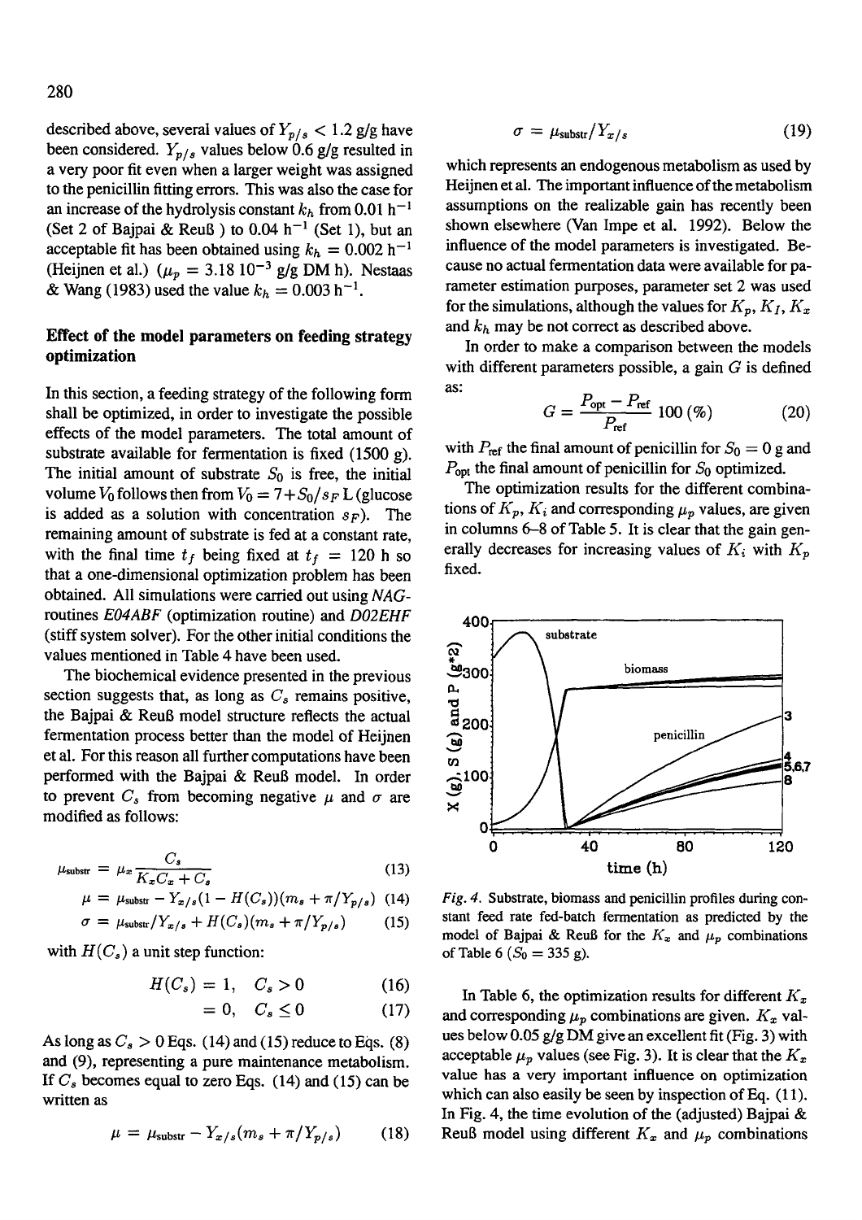described above, several values of $Y_{p/s} < 1.2$ g/g have been considered. $Y_{p/s}$ values below 0.6 g/g resulted in a very poor fit even when a larger weight was assigned to the penicillin fitting errors. This was also the case for an increase of the hydrolysis constant $k_h$ from 0.01 $h^{-1}$ (Set 2 of Bajpai & Reuß ) to 0.04 $h^{-1}$ (Set 1), but an acceptable fit has been obtained using $k_h = 0.002$ $h^{-1}$ (Heijnen et al.) ($\mu_p = 3.18\ 10^{-3}$ g/g DM h). Nestaas & Wang (1983) used the value $k_h = 0.003$ $h^{-1}$.

## Effect of the model parameters on feeding strategy optimization

In this section, a feeding strategy of the following form shall be optimized, in order to investigate the possible effects of the model parameters. The total amount of substrate available for fermentation is fixed (1500 g). The initial amount of substrate $S_0$ is free, the initial volume $V_0$ follows then from $V_0 = 7 + S_0/s_F$ L (glucose is added as a solution with concentration $s_F$). The remaining amount of substrate is fed at a constant rate, with the final time $t_f$ being fixed at $t_f = 120$ h so that a one-dimensional optimization problem has been obtained. All simulations were carried out using *NAG*-routines *E04ABF* (optimization routine) and *D02EHF* (stiff system solver). For the other initial conditions the values mentioned in Table 4 have been used.

The biochemical evidence presented in the previous section suggests that, as long as $C_s$ remains positive, the Bajpai & Reuß model structure reflects the actual fermentation process better than the model of Heijnen et al. For this reason all further computations have been performed with the Bajpai & Reuß model. In order to prevent $C_s$ from becoming negative $\mu$ and $\sigma$ are modified as follows:

$$\mu_{\text{substr}} = \mu_x \frac{C_s}{K_x C_x + C_s} \quad (13)$$

$$\mu = \mu_{\text{substr}} - Y_{x/s}(1 - H(C_s))(m_s + \pi/Y_{p/s}) \quad (14)$$

$$\sigma = \mu_{\text{substr}}/Y_{x/s} + H(C_s)(m_s + \pi/Y_{p/s}) \quad (15)$$

with $H(C_s)$ a unit step function:

$$H(C_s) = 1, \quad C_s > 0 \quad (16)$$

$$= 0, \quad C_s \leq 0 \quad (17)$$

As long as $C_s > 0$ Eqs. (14) and (15) reduce to Eqs. (8) and (9), representing a pure maintenance metabolism. If $C_s$ becomes equal to zero Eqs. (14) and (15) can be written as

$$\mu = \mu_{\text{substr}} - Y_{x/s}(m_s + \pi/Y_{p/s}) \quad (18)$$

$$\sigma = \mu_{\text{substr}}/Y_{x/s} \quad (19)$$

which represents an endogenous metabolism as used by Heijnen et al. The important influence of the metabolism assumptions on the realizable gain has recently been shown elsewhere (Van Impe et al. 1992). Below the influence of the model parameters is investigated. Because no actual fermentation data were available for parameter estimation purposes, parameter set 2 was used for the simulations, although the values for $K_p$, $K_I$, $K_x$ and $k_h$ may be not correct as described above.

In order to make a comparison between the models with different parameters possible, a gain $G$ is defined as:

$$G = \frac{P_{\text{opt}} - P_{\text{ref}}}{P_{\text{ref}}} 100\,(\%) \quad (20)$$

with $P_{\text{ref}}$ the final amount of penicillin for $S_0 = 0$ g and $P_{\text{opt}}$ the final amount of penicillin for $S_0$ optimized.

The optimization results for the different combinations of $K_p$, $K_i$ and corresponding $\mu_p$ values, are given in columns 6–8 of Table 5. It is clear that the gain generally decreases for increasing values of $K_i$ with $K_p$ fixed.

*Fig. 4.* Substrate, biomass and penicillin profiles during constant feed rate fed-batch fermentation as predicted by the model of Bajpai & Reuß for the $K_x$ and $\mu_p$ combinations of Table 6 ($S_0 = 335$ g).

In Table 6, the optimization results for different $K_x$ and corresponding $\mu_p$ combinations are given. $K_x$ values below 0.05 g/g DM give an excellent fit (Fig. 3) with acceptable $\mu_p$ values (see Fig. 3). It is clear that the $K_x$ value has a very important influence on optimization which can also easily be seen by inspection of Eq. (11). In Fig. 4, the time evolution of the (adjusted) Bajpai & Reuß model using different $K_x$ and $\mu_p$ combinations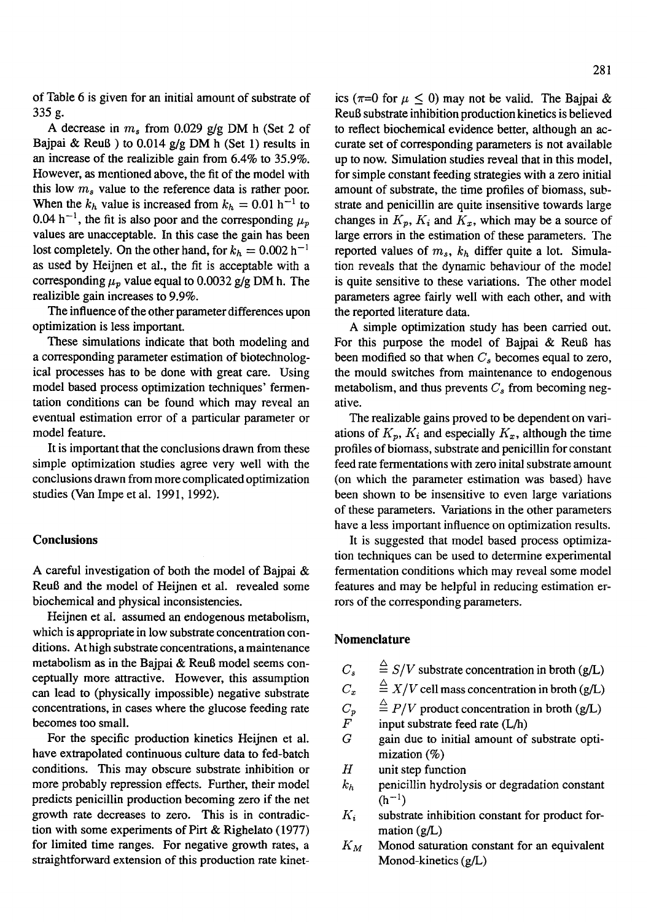of Table 6 is given for an initial amount of substrate of 335 g.

A decrease in $m_s$ from 0.029 g/g DM h (Set 2 of Bajpai & Reuß ) to 0.014 g/g DM h (Set 1) results in an increase of the realizible gain from 6.4% to 35.9%. However, as mentioned above, the fit of the model with this low $m_s$ value to the reference data is rather poor. When the $k_h$ value is increased from $k_h = 0.01$ h$^{-1}$ to 0.04 h$^{-1}$, the fit is also poor and the corresponding $\mu_p$ values are unacceptable. In this case the gain has been lost completely. On the other hand, for $k_h = 0.002$ h$^{-1}$ as used by Heijnen et al., the fit is acceptable with a corresponding $\mu_p$ value equal to 0.0032 g/g DM h. The realizible gain increases to 9.9%.

The influence of the other parameter differences upon optimization is less important.

These simulations indicate that both modeling and a corresponding parameter estimation of biotechnological processes has to be done with great care. Using model based process optimization techniques' fermentation conditions can be found which may reveal an eventual estimation error of a particular parameter or model feature.

It is important that the conclusions drawn from these simple optimization studies agree very well with the conclusions drawn from more complicated optimization studies (Van Impe et al. 1991, 1992).

## Conclusions

A careful investigation of both the model of Bajpai & Reuß and the model of Heijnen et al. revealed some biochemical and physical inconsistencies.

Heijnen et al. assumed an endogenous metabolism, which is appropriate in low substrate concentration conditions. At high substrate concentrations, a maintenance metabolism as in the Bajpai & Reuß model seems conceptually more attractive. However, this assumption can lead to (physically impossible) negative substrate concentrations, in cases where the glucose feeding rate becomes too small.

For the specific production kinetics Heijnen et al. have extrapolated continuous culture data to fed-batch conditions. This may obscure substrate inhibition or more probably repression effects. Further, their model predicts penicillin production becoming zero if the net growth rate decreases to zero. This is in contradiction with some experiments of Pirt & Righelato (1977) for limited time ranges. For negative growth rates, a straightforward extension of this production rate kinetics ($\pi$=0 for $\mu \leq 0$) may not be valid. The Bajpai & Reuß substrate inhibition production kinetics is believed to reflect biochemical evidence better, although an accurate set of corresponding parameters is not available up to now. Simulation studies reveal that in this model, for simple constant feeding strategies with a zero initial amount of substrate, the time profiles of biomass, substrate and penicillin are quite insensitive towards large changes in $K_p$, $K_i$ and $K_x$, which may be a source of large errors in the estimation of these parameters. The reported values of $m_s$, $k_h$ differ quite a lot. Simulation reveals that the dynamic behaviour of the model is quite sensitive to these variations. The other model parameters agree fairly well with each other, and with the reported literature data.

A simple optimization study has been carried out. For this purpose the model of Bajpai & Reuß has been modified so that when $C_s$ becomes equal to zero, the mould switches from maintenance to endogenous metabolism, and thus prevents $C_s$ from becoming negative.

The realizable gains proved to be dependent on variations of $K_p$, $K_i$ and especially $K_x$, although the time profiles of biomass, substrate and penicillin for constant feed rate fermentations with zero inital substrate amount (on which the parameter estimation was based) have been shown to be insensitive to even large variations of these parameters. Variations in the other parameters have a less important influence on optimization results.

It is suggested that model based process optimization techniques can be used to determine experimental fermentation conditions which may reveal some model features and may be helpful in reducing estimation errors of the corresponding parameters.

## Nomenclature

| | |
|---|---|
| $C_s$ | $\triangleq S/V$ substrate concentration in broth (g/L) |
| $C_x$ | $\triangleq X/V$ cell mass concentration in broth (g/L) |
| $C_p$ | $\triangleq P/V$ product concentration in broth (g/L) |
| $F$ | input substrate feed rate (L/h) |
| $G$ | gain due to initial amount of substrate optimization (%) |
| $H$ | unit step function |
| $k_h$ | penicillin hydrolysis or degradation constant (h$^{-1}$) |
| $K_i$ | substrate inhibition constant for product formation (g/L) |
| $K_M$ | Monod saturation constant for an equivalent Monod-kinetics (g/L) |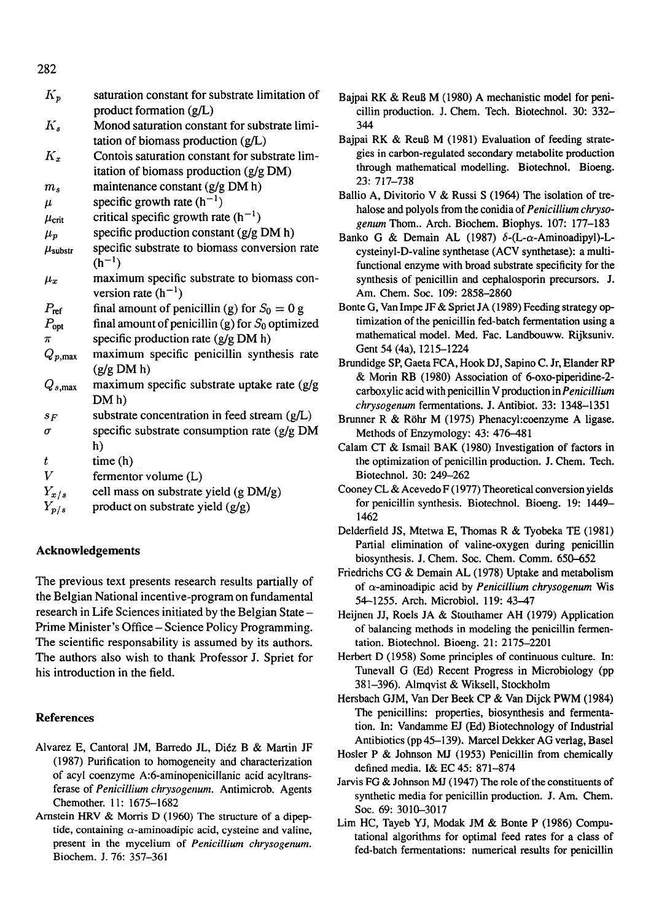| | |
|---|---|
| $K_p$ | saturation constant for substrate limitation of product formation (g/L) |
| $K_s$ | Monod saturation constant for substrate limitation of biomass production (g/L) |
| $K_x$ | Contois saturation constant for substrate limitation of biomass production (g/g DM) |
| $m_s$ | maintenance constant (g/g DM h) |
| $\mu$ | specific growth rate ($h^{-1}$) |
| $\mu_{crit}$ | critical specific growth rate ($h^{-1}$) |
| $\mu_p$ | specific production constant (g/g DM h) |
| $\mu_{substr}$ | specific substrate to biomass conversion rate ($h^{-1}$) |
| $\mu_x$ | maximum specific substrate to biomass conversion rate ($h^{-1}$) |
| $P_{ref}$ | final amount of penicillin (g) for $S_0 = 0$ g |
| $P_{opt}$ | final amount of penicillin (g) for $S_0$ optimized |
| $\pi$ | specific production rate (g/g DM h) |
| $Q_{p,max}$ | maximum specific penicillin synthesis rate (g/g DM h) |
| $Q_{s,max}$ | maximum specific substrate uptake rate (g/g DM h) |
| $s_F$ | substrate concentration in feed stream (g/L) |
| $\sigma$ | specific substrate consumption rate (g/g DM h) |
| $t$ | time (h) |
| $V$ | fermentor volume (L) |
| $Y_{x/s}$ | cell mass on substrate yield (g DM/g) |
| $Y_{p/s}$ | product on substrate yield (g/g) |

## Acknowledgements

The previous text presents research results partially of the Belgian National incentive-program on fundamental research in Life Sciences initiated by the Belgian State – Prime Minister's Office – Science Policy Programming. The scientific responsability is assumed by its authors. The authors also wish to thank Professor J. Spriet for his introduction in the field.

## References

Alvarez E, Cantoral JM, Barredo JL, Diéz B & Martin JF (1987) Purification to homogeneity and characterization of acyl coenzyme A:6-aminopenicillanic acid acyltransferase of *Penicillium chrysogenum*. Antimicrob. Agents Chemother. 11: 1675–1682

Arnstein HRV & Morris D (1960) The structure of a dipeptide, containing $\alpha$-aminoadipic acid, cysteine and valine, present in the mycelium of *Penicillium chrysogenum*. Biochem. J. 76: 357–361

Bajpai RK & Reuß M (1980) A mechanistic model for penicillin production. J. Chem. Tech. Biotechnol. 30: 332–344

Bajpai RK & Reuß M (1981) Evaluation of feeding strategies in carbon-regulated secondary metabolite production through mathematical modelling. Biotechnol. Bioeng. 23: 717–738

Ballio A, Divitorio V & Russi S (1964) The isolation of trehalose and polyols from the conidia of *Penicillium chrysogenum* Thom.. Arch. Biochem. Biophys. 107: 177–183

Banko G & Demain AL (1987) $\delta$-(L-$\alpha$-Aminoadipyl)-L-cysteinyl-D-valine synthetase (ACV synthetase): a multifunctional enzyme with broad substrate specificity for the synthesis of penicillin and cephalosporin precursors. J. Am. Chem. Soc. 109: 2858–2860

Bonte G, Van Impe JF & Spriet JA (1989) Feeding strategy optimization of the penicillin fed-batch fermentation using a mathematical model. Med. Fac. Landbouww. Rijksuniv. Gent 54 (4a), 1215–1224

Brundidge SP, Gaeta FCA, Hook DJ, Sapino C. Jr, Elander RP & Morin RB (1980) Association of 6-oxo-piperidine-2-carboxylic acid with penicillin V production in *Penicillium chrysogenum* fermentations. J. Antibiot. 33: 1348–1351

Brunner R & Röhr M (1975) Phenacyl:coenzyme A ligase. Methods of Enzymology: 43: 476–481

Calam CT & Ismail BAK (1980) Investigation of factors in the optimization of penicillin production. J. Chem. Tech. Biotechnol. 30: 249–262

Cooney CL & Acevedo F (1977) Theoretical conversion yields for penicillin synthesis. Biotechnol. Bioeng. 19: 1449–1462

Delderfield JS, Mtetwa E, Thomas R & Tyobeka TE (1981) Partial elimination of valine-oxygen during penicillin biosynthesis. J. Chem. Soc. Chem. Comm. 650–652

Friedrichs CG & Demain AL (1978) Uptake and metabolism of $\alpha$-aminoadipic acid by *Penicillium chrysogenum* Wis 54–1255. Arch. Microbiol. 119: 43–47

Heijnen JJ, Roels JA & Stouthamer AH (1979) Application of balancing methods in modeling the penicillin fermentation. Biotechnol. Bioeng. 21: 2175–2201

Herbert D (1958) Some principles of continuous culture. In: Tunevall G (Ed) Recent Progress in Microbiology (pp 381–396). Almqvist & Wiksell, Stockholm

Hersbach GJM, Van Der Beek CP & Van Dijck PWM (1984) The penicillins: properties, biosynthesis and fermentation. In: Vandamme EJ (Ed) Biotechnology of Industrial Antibiotics (pp 45–139). Marcel Dekker AG verlag, Basel

Hosler P & Johnson MJ (1953) Penicillin from chemically defined media. I& EC 45: 871–874

Jarvis FG & Johnson MJ (1947) The role of the constituents of synthetic media for penicillin production. J. Am. Chem. Soc. 69: 3010–3017

Lim HC, Tayeb YJ, Modak JM & Bonte P (1986) Computational algorithms for optimal feed rates for a class of fed-batch fermentations: numerical results for penicillin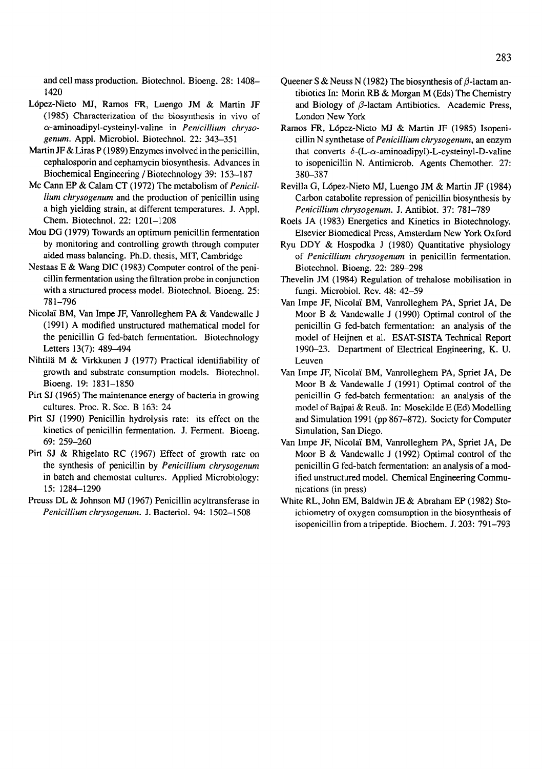and cell mass production. Biotechnol. Bioeng. 28: 1408–1420

López-Nieto MJ, Ramos FR, Luengo JM & Martin JF (1985) Characterization of the biosynthesis in vivo of $\alpha$-aminoadipyl-cysteinyl-valine in *Penicillium chrysogenum*. Appl. Microbiol. Biotechnol. 22: 343–351

Martin JF & Liras P (1989) Enzymes involved in the penicillin, cephalosporin and cephamycin biosynthesis. Advances in Biochemical Engineering / Biotechnology 39: 153–187

Mc Cann EP & Calam CT (1972) The metabolism of *Penicillium chrysogenum* and the production of penicillin using a high yielding strain, at different temperatures. J. Appl. Chem. Biotechnol. 22: 1201–1208

Mou DG (1979) Towards an optimum penicillin fermentation by monitoring and controlling growth through computer aided mass balancing. Ph.D. thesis, MIT, Cambridge

Nestaas E & Wang DIC (1983) Computer control of the penicillin fermentation using the filtration probe in conjunction with a structured process model. Biotechnol. Bioeng. 25: 781–796

Nicolaï BM, Van Impe JF, Vanrolleghem PA & Vandewalle J (1991) A modified unstructured mathematical model for the penicillin G fed-batch fermentation. Biotechnology Letters 13(7): 489–494

Nihtilä M & Virkkunen J (1977) Practical identifiability of growth and substrate consumption models. Biotechnol. Bioeng. 19: 1831–1850

Pirt SJ (1965) The maintenance energy of bacteria in growing cultures. Proc. R. Soc. B 163: 24

Pirt SJ (1990) Penicillin hydrolysis rate: its effect on the kinetics of penicillin fermentation. J. Ferment. Bioeng. 69: 259–260

Pirt SJ & Rhigelato RC (1967) Effect of growth rate on the synthesis of penicillin by *Penicillium chrysogenum* in batch and chemostat cultures. Applied Microbiology: 15: 1284–1290

Preuss DL & Johnson MJ (1967) Penicillin acyltransferase in *Penicillium chrysogenum*. J. Bacteriol. 94: 1502–1508

Queener S & Neuss N (1982) The biosynthesis of $\beta$-lactam antibiotics In: Morin RB & Morgan M (Eds) The Chemistry and Biology of $\beta$-lactam Antibiotics. Academic Press, London New York

Ramos FR, López-Nieto MJ & Martin JF (1985) Isopenicillin N synthetase of *Penicillium chrysogenum*, an enzym that converts $\delta$-(L-$\alpha$-aminoadipyl)-L-cysteinyl-D-valine to isopenicillin N. Antimicrob. Agents Chemother. 27: 380–387

Revilla G, López-Nieto MJ, Luengo JM & Martin JF (1984) Carbon catabolite repression of penicillin biosynthesis by *Penicillium chrysogenum*. J. Antibiot. 37: 781–789

Roels JA (1983) Energetics and Kinetics in Biotechnology. Elsevier Biomedical Press, Amsterdam New York Oxford

Ryu DDY & Hospodka J (1980) Quantitative physiology of *Penicillium chrysogenum* in penicillin fermentation. Biotechnol. Bioeng. 22: 289–298

Thevelin JM (1984) Regulation of trehalose mobilisation in fungi. Microbiol. Rev. 48: 42–59

Van Impe JF, Nicolaï BM, Vanrolleghem PA, Spriet JA, De Moor B & Vandewalle J (1990) Optimal control of the penicillin G fed-batch fermentation: an analysis of the model of Heijnen et al. ESAT-SISTA Technical Report 1990–23. Department of Electrical Engineering, K. U. Leuven

Van Impe JF, Nicolaï BM, Vanrolleghem PA, Spriet JA, De Moor B & Vandewalle J (1991) Optimal control of the penicillin G fed-batch fermentation: an analysis of the model of Bajpai & Reuß. In: Mosekilde E (Ed) Modelling and Simulation 1991 (pp 867–872). Society for Computer Simulation, San Diego.

Van Impe JF, Nicolaï BM, Vanrolleghem PA, Spriet JA, De Moor B & Vandewalle J (1992) Optimal control of the penicillin G fed-batch fermentation: an analysis of a modified unstructured model. Chemical Engineering Communications (in press)

White RL, John EM, Baldwin JE & Abraham EP (1982) Stoichiometry of oxygen comsumption in the biosynthesis of isopenicillin from a tripeptide. Biochem. J. 203: 791–793